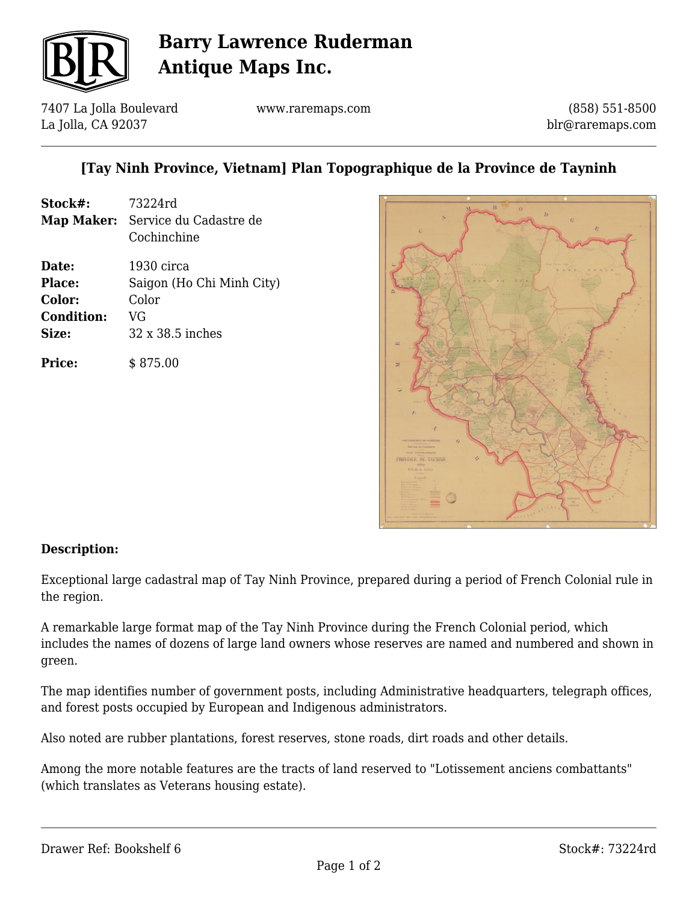# Barry Lawrence Ruderman Antique Maps Inc.

7407 La Jolla Boulevard
La Jolla, CA 92037

www.raremaps.com

(858) 551-8500
blr@raremaps.com

## [Tay Ninh Province, Vietnam] Plan Topographique de la Province de Tayninh

| | |
|---|---|
| **Stock#:** | 73224rd |
| **Map Maker:** | Service du Cadastre de Cochinchine |
| **Date:** | 1930 circa |
| **Place:** | Saigon (Ho Chi Minh City) |
| **Color:** | Color |
| **Condition:** | VG |
| **Size:** | 32 x 38.5 inches |
| **Price:** | $ 875.00 |

### Description:

Exceptional large cadastral map of Tay Ninh Province, prepared during a period of French Colonial rule in the region.

A remarkable large format map of the Tay Ninh Province during the French Colonial period, which includes the names of dozens of large land owners whose reserves are named and numbered and shown in green.

The map identifies number of government posts, including Administrative headquarters, telegraph offices, and forest posts occupied by European and Indigenous administrators.

Also noted are rubber plantations, forest reserves, stone roads, dirt roads and other details.

Among the more notable features are the tracts of land reserved to "Lotissement anciens combattants" (which translates as Veterans housing estate).

Drawer Ref: Bookshelf 6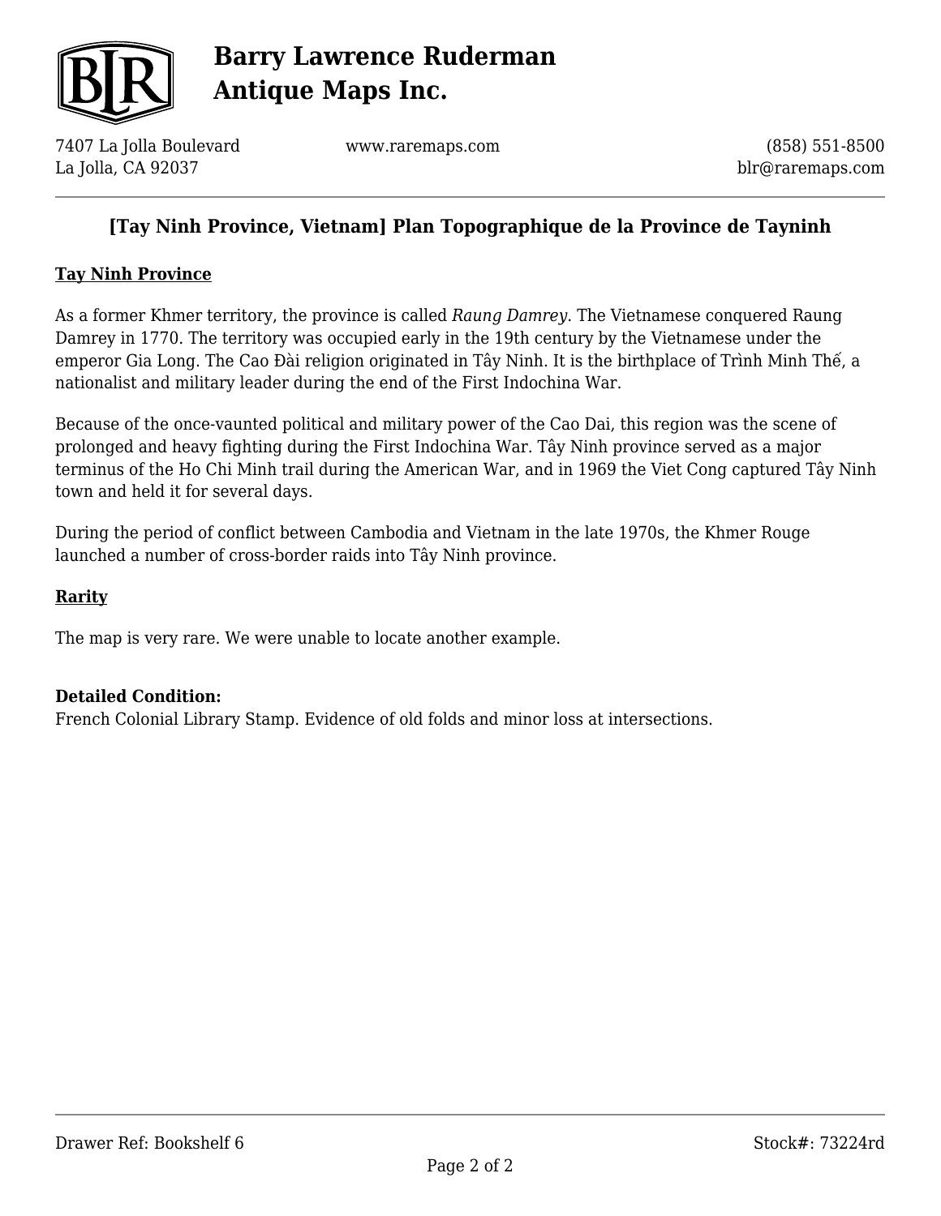# [Tay Ninh Province, Vietnam] Plan Topographique de la Province de Tayninh

## Tay Ninh Province

As a former Khmer territory, the province is called *Raung Damrey*. The Vietnamese conquered Raung Damrey in 1770. The territory was occupied early in the 19th century by the Vietnamese under the emperor Gia Long. The Cao Đài religion originated in Tây Ninh. It is the birthplace of Trình Minh Thế, a nationalist and military leader during the end of the First Indochina War.

Because of the once-vaunted political and military power of the Cao Dai, this region was the scene of prolonged and heavy fighting during the First Indochina War. Tây Ninh province served as a major terminus of the Ho Chi Minh trail during the American War, and in 1969 the Viet Cong captured Tây Ninh town and held it for several days.

During the period of conflict between Cambodia and Vietnam in the late 1970s, the Khmer Rouge launched a number of cross-border raids into Tây Ninh province.

## Rarity

The map is very rare. We were unable to locate another example.

**Detailed Condition:**
French Colonial Library Stamp. Evidence of old folds and minor loss at intersections.